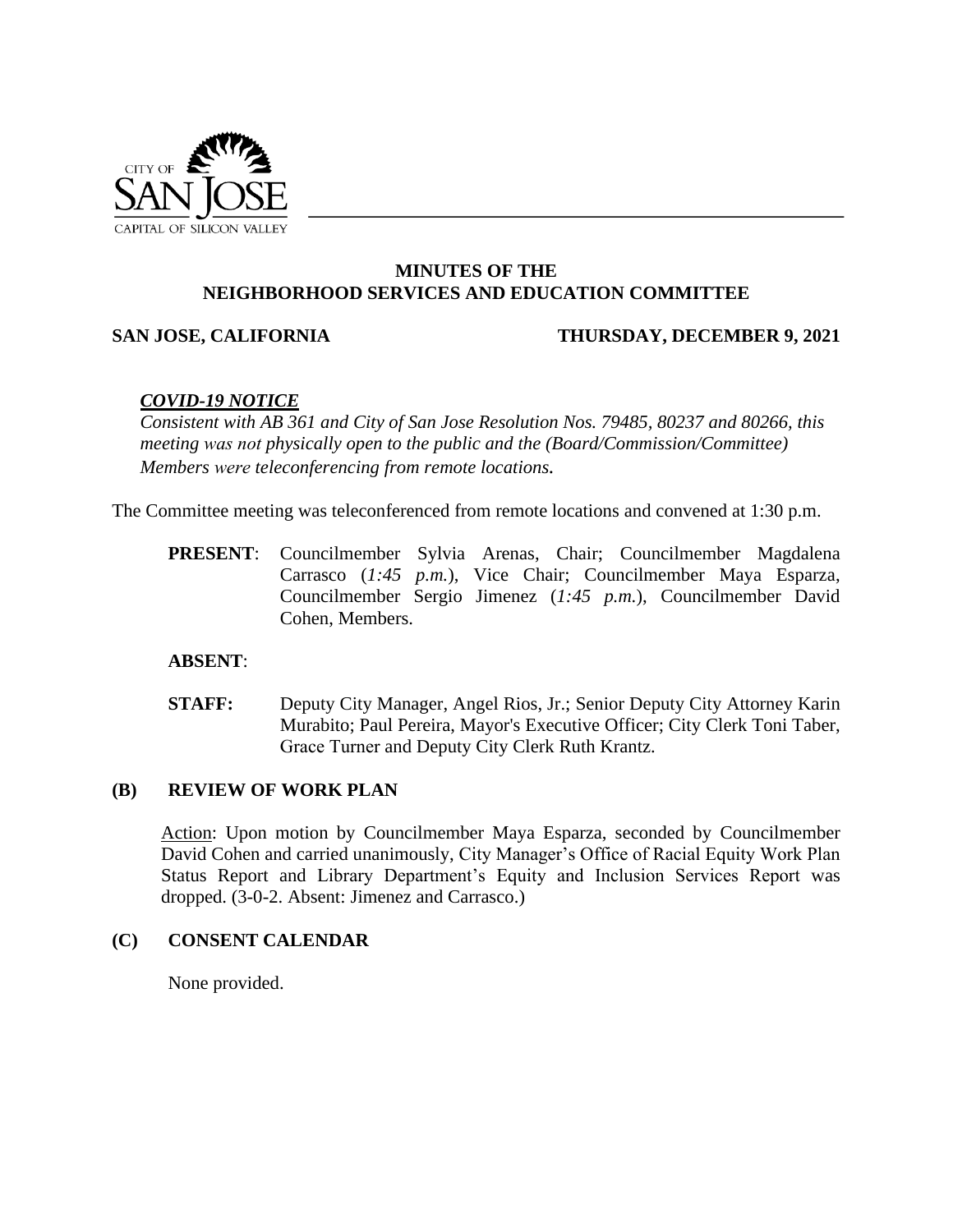# MINUTES OF THE NEIGHBORHOOD SERVICES AND EDUCATION COMMITTEE

**SAN JOSE, CALIFORNIA** **THURSDAY, DECEMBER 9, 2021**

***COVID-19 NOTICE***

*Consistent with AB 361 and City of San Jose Resolution Nos. 79485, 80237 and 80266, this meeting was not physically open to the public and the (Board/Commission/Committee) Members were teleconferencing from remote locations.*

The Committee meeting was teleconferenced from remote locations and convened at 1:30 p.m.

**PRESENT**: Councilmember Sylvia Arenas, Chair; Councilmember Magdalena Carrasco (*1:45 p.m.*), Vice Chair; Councilmember Maya Esparza, Councilmember Sergio Jimenez (*1:45 p.m.*), Councilmember David Cohen, Members.

**ABSENT**:

**STAFF:** Deputy City Manager, Angel Rios, Jr.; Senior Deputy City Attorney Karin Murabito; Paul Pereira, Mayor's Executive Officer; City Clerk Toni Taber, Grace Turner and Deputy City Clerk Ruth Krantz.

## (B) REVIEW OF WORK PLAN

Action: Upon motion by Councilmember Maya Esparza, seconded by Councilmember David Cohen and carried unanimously, City Manager's Office of Racial Equity Work Plan Status Report and Library Department's Equity and Inclusion Services Report was dropped. (3-0-2. Absent: Jimenez and Carrasco.)

## (C) CONSENT CALENDAR

None provided.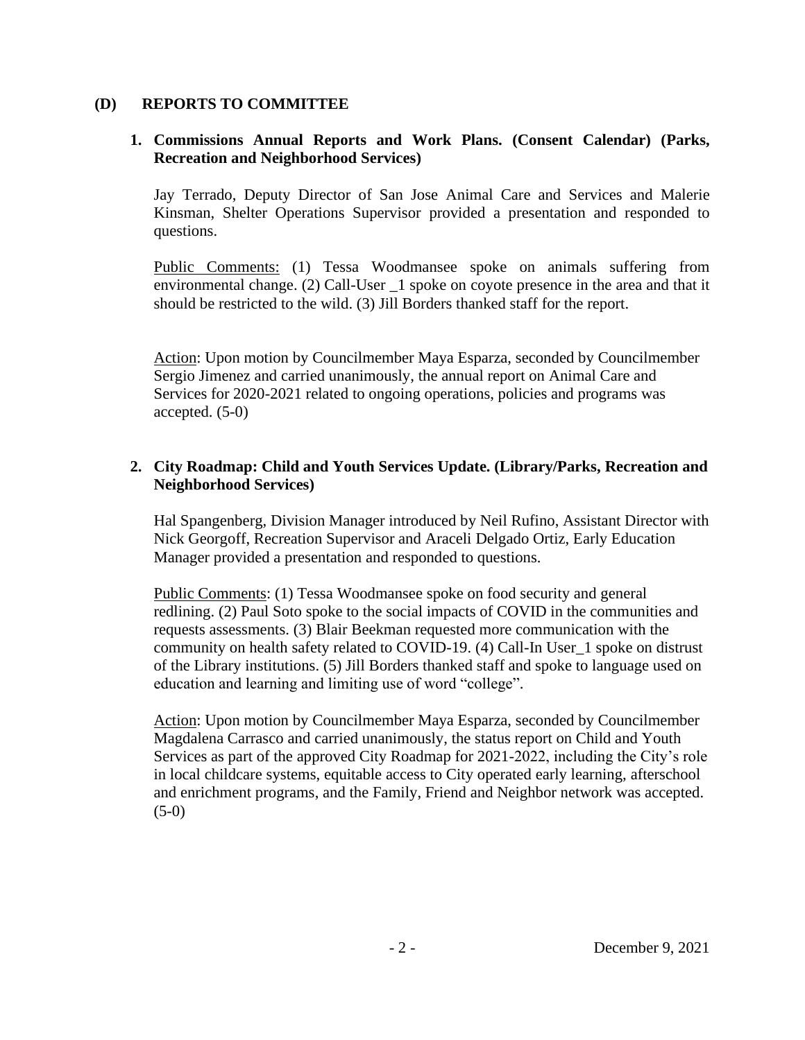## (D) REPORTS TO COMMITTEE

### 1. Commissions Annual Reports and Work Plans. (Consent Calendar) (Parks, Recreation and Neighborhood Services)

Jay Terrado, Deputy Director of San Jose Animal Care and Services and Malerie Kinsman, Shelter Operations Supervisor provided a presentation and responded to questions.

Public Comments: (1) Tessa Woodmansee spoke on animals suffering from environmental change. (2) Call-User _1 spoke on coyote presence in the area and that it should be restricted to the wild. (3) Jill Borders thanked staff for the report.

Action: Upon motion by Councilmember Maya Esparza, seconded by Councilmember Sergio Jimenez and carried unanimously, the annual report on Animal Care and Services for 2020-2021 related to ongoing operations, policies and programs was accepted. (5-0)

### 2. City Roadmap: Child and Youth Services Update. (Library/Parks, Recreation and Neighborhood Services)

Hal Spangenberg, Division Manager introduced by Neil Rufino, Assistant Director with Nick Georgoff, Recreation Supervisor and Araceli Delgado Ortiz, Early Education Manager provided a presentation and responded to questions.

Public Comments: (1) Tessa Woodmansee spoke on food security and general redlining. (2) Paul Soto spoke to the social impacts of COVID in the communities and requests assessments. (3) Blair Beekman requested more communication with the community on health safety related to COVID-19. (4) Call-In User_1 spoke on distrust of the Library institutions. (5) Jill Borders thanked staff and spoke to language used on education and learning and limiting use of word "college".

Action: Upon motion by Councilmember Maya Esparza, seconded by Councilmember Magdalena Carrasco and carried unanimously, the status report on Child and Youth Services as part of the approved City Roadmap for 2021-2022, including the City's role in local childcare systems, equitable access to City operated early learning, afterschool and enrichment programs, and the Family, Friend and Neighbor network was accepted. (5-0)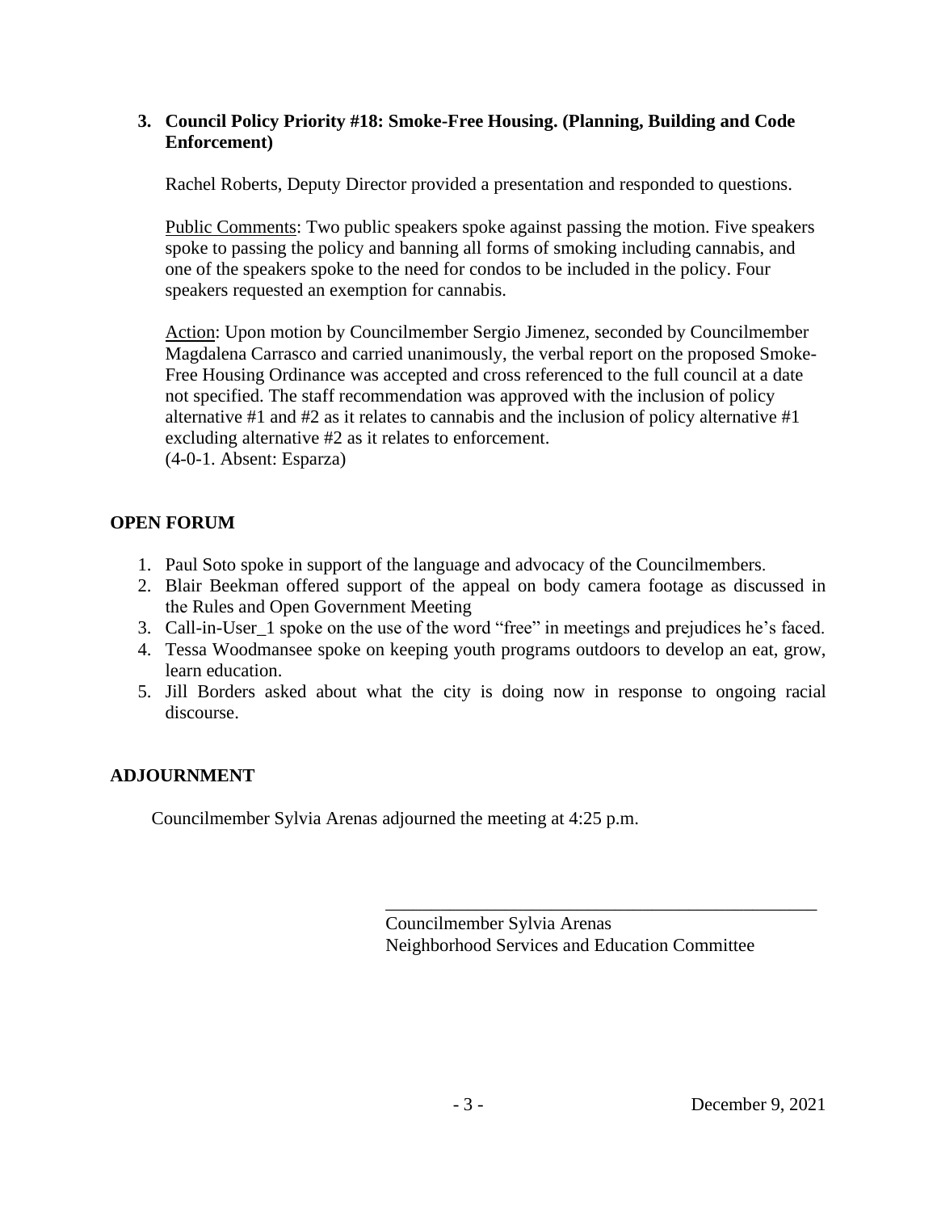3. **Council Policy Priority #18: Smoke-Free Housing. (Planning, Building and Code Enforcement)**

   Rachel Roberts, Deputy Director provided a presentation and responded to questions.

   Public Comments: Two public speakers spoke against passing the motion. Five speakers spoke to passing the policy and banning all forms of smoking including cannabis, and one of the speakers spoke to the need for condos to be included in the policy. Four speakers requested an exemption for cannabis.

   Action: Upon motion by Councilmember Sergio Jimenez, seconded by Councilmember Magdalena Carrasco and carried unanimously, the verbal report on the proposed Smoke-Free Housing Ordinance was accepted and cross referenced to the full council at a date not specified. The staff recommendation was approved with the inclusion of policy alternative #1 and #2 as it relates to cannabis and the inclusion of policy alternative #1 excluding alternative #2 as it relates to enforcement.
   (4-0-1. Absent: Esparza)

## OPEN FORUM

1. Paul Soto spoke in support of the language and advocacy of the Councilmembers.
2. Blair Beekman offered support of the appeal on body camera footage as discussed in the Rules and Open Government Meeting
3. Call-in-User_1 spoke on the use of the word "free" in meetings and prejudices he's faced.
4. Tessa Woodmansee spoke on keeping youth programs outdoors to develop an eat, grow, learn education.
5. Jill Borders asked about what the city is doing now in response to ongoing racial discourse.

## ADJOURNMENT

Councilmember Sylvia Arenas adjourned the meeting at 4:25 p.m.

\_\_\_\_\_\_\_\_\_\_\_\_\_\_\_\_\_\_\_\_\_\_\_\_\_\_\_\_\_\_\_\_\_\_\_\_\_\_\_\_\_\_\_\_\_\_\_\_

Councilmember Sylvia Arenas
Neighborhood Services and Education Committee

December 9, 2021